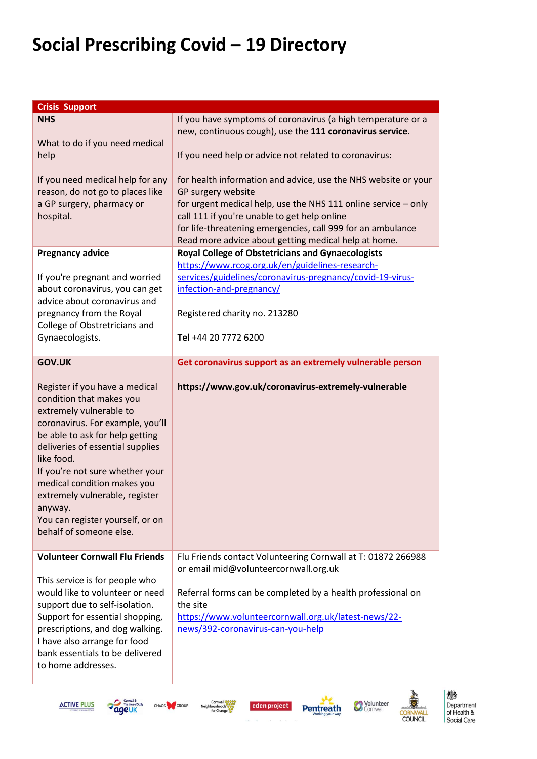# Social Prescribing Covid – 19 Directory

| Crisis Support | |
|---|---|
| **NHS**<br><br>What to do if you need medical help<br><br>If you need medical help for any reason, do not go to places like a GP surgery, pharmacy or hospital. | If you have symptoms of coronavirus (a high temperature or a new, continuous cough), use the **111 coronavirus service**.<br><br>If you need help or advice not related to coronavirus:<br><br>for health information and advice, use the NHS website or your GP surgery website<br>for urgent medical help, use the NHS 111 online service – only call 111 if you're unable to get help online<br>for life-threatening emergencies, call 999 for an ambulance<br>Read more advice about getting medical help at home. |
| **Pregnancy advice**<br><br>If you're pregnant and worried about coronavirus, you can get advice about coronavirus and pregnancy from the Royal College of Obstetricians and Gynaecologists. | **Royal College of Obstetricians and Gynaecologists**<br>https://www.rcog.org.uk/en/guidelines-research-services/guidelines/coronavirus-pregnancy/covid-19-virus-infection-and-pregnancy/<br><br>Registered charity no. 213280<br><br>**Tel** +44 20 7772 6200 |
| **GOV.UK**<br><br>Register if you have a medical condition that makes you extremely vulnerable to coronavirus. For example, you'll be able to ask for help getting deliveries of essential supplies like food.<br>If you're not sure whether your medical condition makes you extremely vulnerable, register anyway.<br>You can register yourself, or on behalf of someone else. | **Get coronavirus support as an extremely vulnerable person**<br><br>**https://www.gov.uk/coronavirus-extremely-vulnerable** |
| **Volunteer Cornwall Flu Friends**<br><br>This service is for people who would like to volunteer or need support due to self-isolation. Support for essential shopping, prescriptions, and dog walking. I have also arrange for food bank essentials to be delivered to home addresses. | Flu Friends contact Volunteering Cornwall at T: 01872 266988 or email mid@volunteercornwall.org.uk<br><br>Referral forms can be completed by a health professional on the site<br>https://www.volunteercornwall.org.uk/latest-news/22-news/392-coronavirus-can-you-help |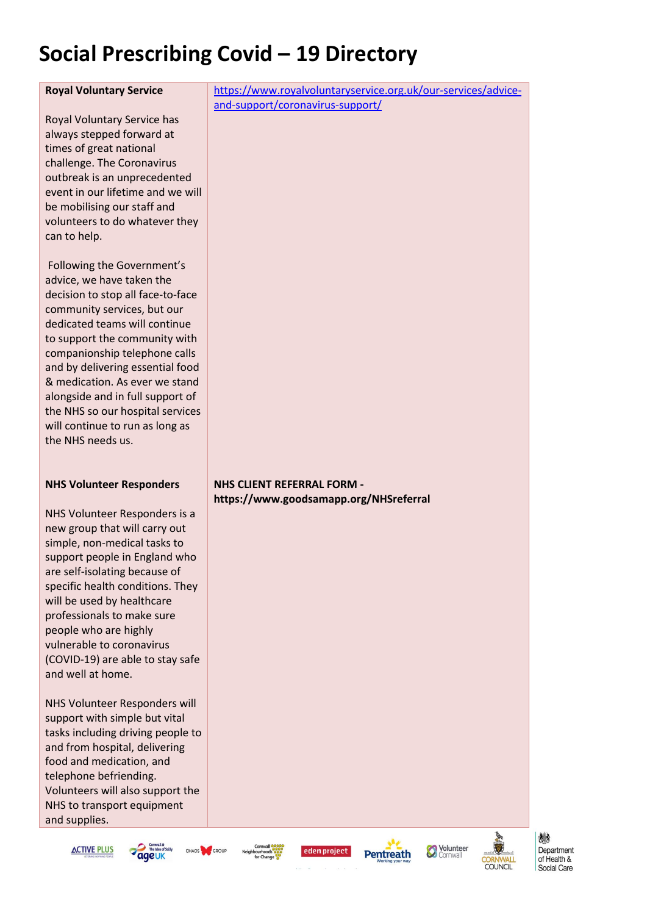# Social Prescribing Covid – 19 Directory

| | |
|---|---|
| **Royal Voluntary Service**<br><br>Royal Voluntary Service has always stepped forward at times of great national challenge. The Coronavirus outbreak is an unprecedented event in our lifetime and we will be mobilising our staff and volunteers to do whatever they can to help.<br><br>Following the Government's advice, we have taken the decision to stop all face-to-face community services, but our dedicated teams will continue to support the community with companionship telephone calls and by delivering essential food & medication. As ever we stand alongside and in full support of the NHS so our hospital services will continue to run as long as the NHS needs us. | https://www.royalvoluntaryservice.org.uk/our-services/advice-and-support/coronavirus-support/ |
| **NHS Volunteer Responders**<br><br>NHS Volunteer Responders is a new group that will carry out simple, non-medical tasks to support people in England who are self-isolating because of specific health conditions. They will be used by healthcare professionals to make sure people who are highly vulnerable to coronavirus (COVID-19) are able to stay safe and well at home.<br><br>NHS Volunteer Responders will support with simple but vital tasks including driving people to and from hospital, delivering food and medication, and telephone befriending. Volunteers will also support the NHS to transport equipment and supplies. | **NHS CLIENT REFERRAL FORM - https://www.goodsamapp.org/NHSreferral** |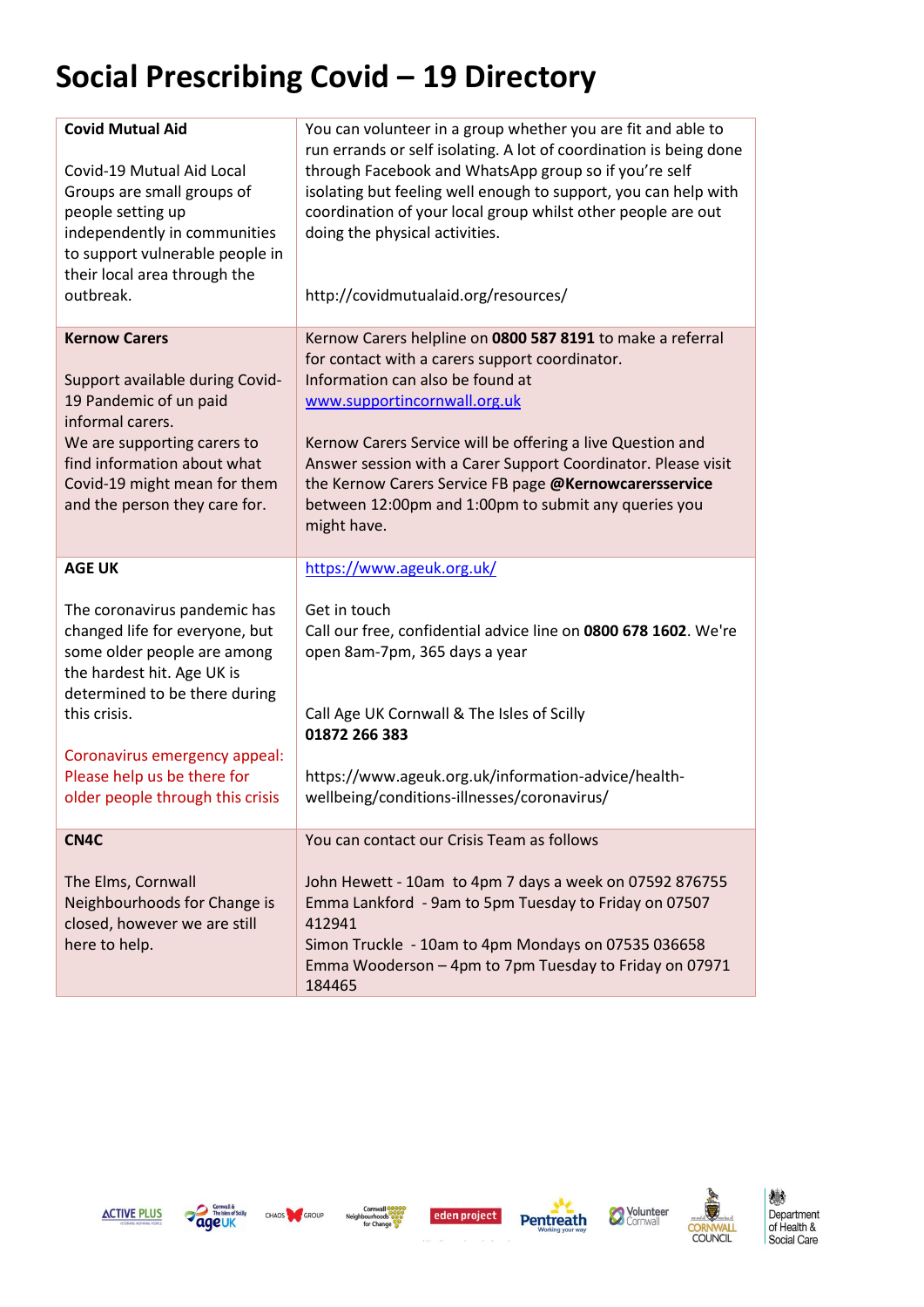# Social Prescribing Covid – 19 Directory

| | |
|---|---|
| **Covid Mutual Aid**<br><br>Covid-19 Mutual Aid Local Groups are small groups of people setting up independently in communities to support vulnerable people in their local area through the outbreak. | You can volunteer in a group whether you are fit and able to run errands or self isolating. A lot of coordination is being done through Facebook and WhatsApp group so if you're self isolating but feeling well enough to support, you can help with coordination of your local group whilst other people are out doing the physical activities.<br><br>http://covidmutualaid.org/resources/ |
| **Kernow Carers**<br><br>Support available during Covid-19 Pandemic of un paid informal carers.<br>We are supporting carers to find information about what Covid-19 might mean for them and the person they care for. | Kernow Carers helpline on **0800 587 8191** to make a referral for contact with a carers support coordinator.<br>Information can also be found at www.supportincornwall.org.uk<br><br>Kernow Carers Service will be offering a live Question and Answer session with a Carer Support Coordinator. Please visit the Kernow Carers Service FB page **@Kernowcarersservice** between 12:00pm and 1:00pm to submit any queries you might have. |
| **AGE UK**<br><br>The coronavirus pandemic has changed life for everyone, but some older people are among the hardest hit. Age UK is determined to be there during this crisis.<br><br>Coronavirus emergency appeal: Please help us be there for older people through this crisis | https://www.ageuk.org.uk/<br><br>Get in touch<br>Call our free, confidential advice line on **0800 678 1602**. We're open 8am-7pm, 365 days a year<br><br>Call Age UK Cornwall & The Isles of Scilly<br>**01872 266 383**<br><br>https://www.ageuk.org.uk/information-advice/health-wellbeing/conditions-illnesses/coronavirus/ |
| **CN4C**<br><br>The Elms, Cornwall Neighbourhoods for Change is closed, however we are still here to help. | You can contact our Crisis Team as follows<br><br>John Hewett - 10am to 4pm 7 days a week on 07592 876755<br>Emma Lankford - 9am to 5pm Tuesday to Friday on 07507 412941<br>Simon Truckle - 10am to 4pm Mondays on 07535 036658<br>Emma Wooderson – 4pm to 7pm Tuesday to Friday on 07971 184465 |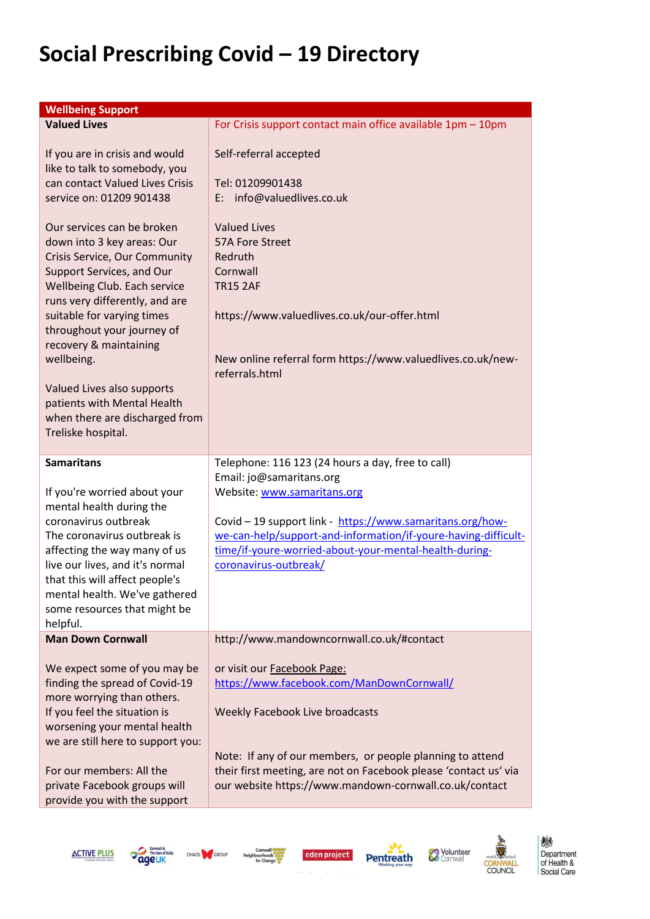# Social Prescribing Covid – 19 Directory

| Wellbeing Support | |
|---|---|
| **Valued Lives**<br><br>If you are in crisis and would like to talk to somebody, you can contact Valued Lives Crisis service on: 01209 901438<br><br>Our services can be broken down into 3 key areas: Our Crisis Service, Our Community Support Services, and Our Wellbeing Club. Each service runs very differently, and are suitable for varying times throughout your journey of recovery & maintaining wellbeing.<br><br>Valued Lives also supports patients with Mental Health when there are discharged from Treliske hospital. | For Crisis support contact main office available 1pm – 10pm<br><br>Self-referral accepted<br><br>Tel: 01209901438<br>E: info@valuedlives.co.uk<br><br>Valued Lives<br>57A Fore Street<br>Redruth<br>Cornwall<br>TR15 2AF<br><br>https://www.valuedlives.co.uk/our-offer.html<br><br>New online referral form https://www.valuedlives.co.uk/new-referrals.html |
| **Samaritans**<br><br>If you're worried about your mental health during the coronavirus outbreak<br>The coronavirus outbreak is affecting the way many of us live our lives, and it's normal that this will affect people's mental health. We've gathered some resources that might be helpful. | Telephone: 116 123 (24 hours a day, free to call)<br>Email: jo@samaritans.org<br>Website: www.samaritans.org<br><br>Covid – 19 support link - https://www.samaritans.org/how-we-can-help/support-and-information/if-youre-having-difficult-time/if-youre-worried-about-your-mental-health-during-coronavirus-outbreak/ |
| **Man Down Cornwall**<br><br>We expect some of you may be finding the spread of Covid-19 more worrying than others.<br>If you feel the situation is worsening your mental health we are still here to support you:<br><br>For our members: All the private Facebook groups will provide you with the support | http://www.mandowncornwall.co.uk/#contact<br><br>or visit our Facebook Page:<br>https://www.facebook.com/ManDownCornwall/<br><br>Weekly Facebook Live broadcasts<br><br>Note: If any of our members, or people planning to attend their first meeting, are not on Facebook please 'contact us' via our website https://www.mandown-cornwall.co.uk/contact |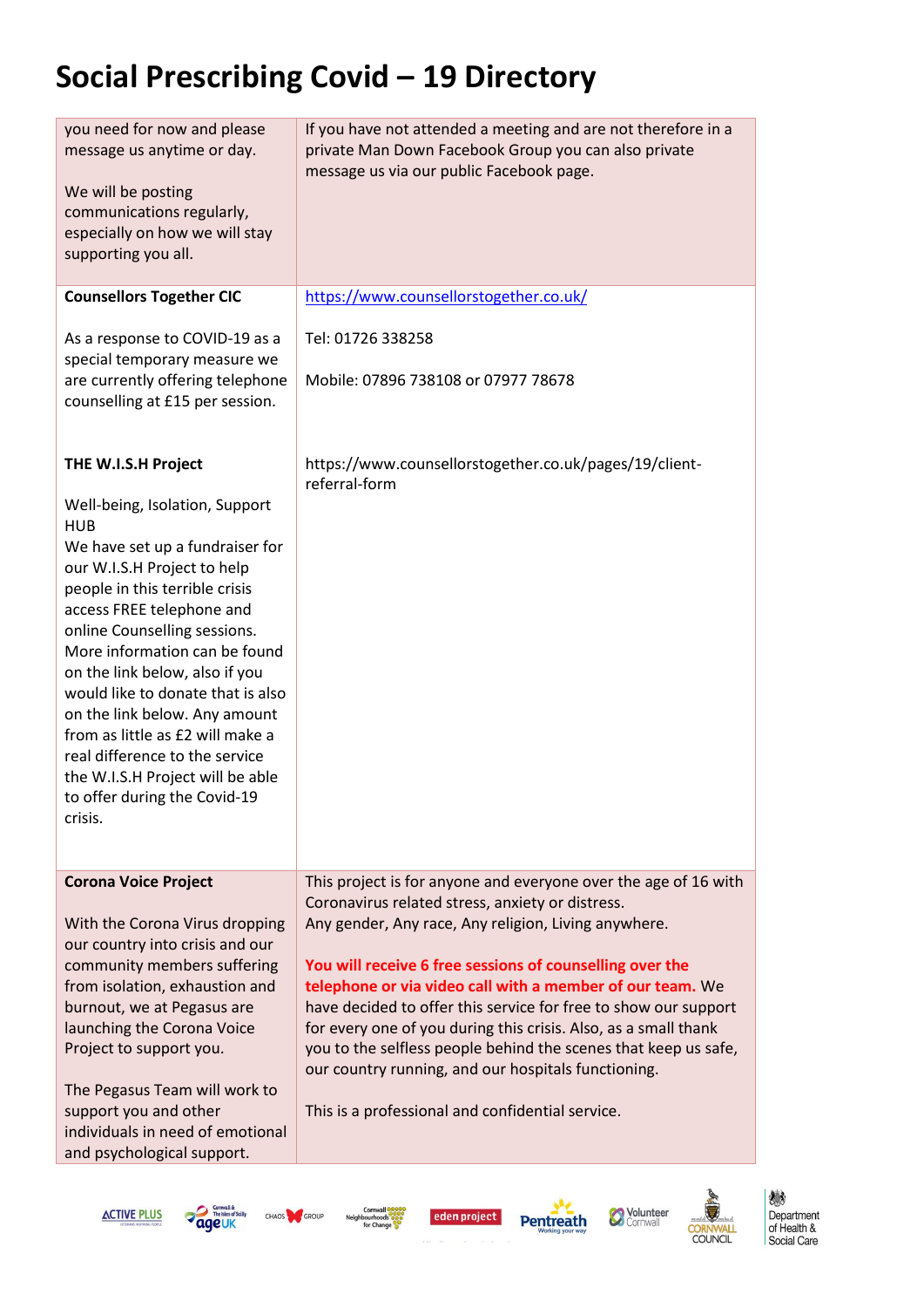# Social Prescribing Covid – 19 Directory

| | |
|---|---|
| you need for now and please message us anytime or day.<br><br>We will be posting communications regularly, especially on how we will stay supporting you all. | If you have not attended a meeting and are not therefore in a private Man Down Facebook Group you can also private message us via our public Facebook page. |
| **Counsellors Together CIC**<br><br>As a response to COVID-19 as a special temporary measure we are currently offering telephone counselling at £15 per session.<br><br><br>**THE W.I.S.H Project**<br><br>Well-being, Isolation, Support HUB<br>We have set up a fundraiser for our W.I.S.H Project to help people in this terrible crisis access FREE telephone and online Counselling sessions. More information can be found on the link below, also if you would like to donate that is also on the link below. Any amount from as little as £2 will make a real difference to the service the W.I.S.H Project will be able to offer during the Covid-19 crisis. | https://www.counsellorstogether.co.uk/<br><br>Tel: 01726 338258<br><br>Mobile: 07896 738108 or 07977 78678<br><br><br><br>https://www.counsellorstogether.co.uk/pages/19/client-referral-form |
| **Corona Voice Project**<br><br>With the Corona Virus dropping our country into crisis and our community members suffering from isolation, exhaustion and burnout, we at Pegasus are launching the Corona Voice Project to support you.<br><br>The Pegasus Team will work to support you and other individuals in need of emotional and psychological support. | This project is for anyone and everyone over the age of 16 with Coronavirus related stress, anxiety or distress.<br>Any gender, Any race, Any religion, Living anywhere.<br><br>**You will receive 6 free sessions of counselling over the telephone or via video call with a member of our team.** We have decided to offer this service for free to show our support for every one of you during this crisis. Also, as a small thank you to the selfless people behind the scenes that keep us safe, our country running, and our hospitals functioning.<br><br>This is a professional and confidential service. |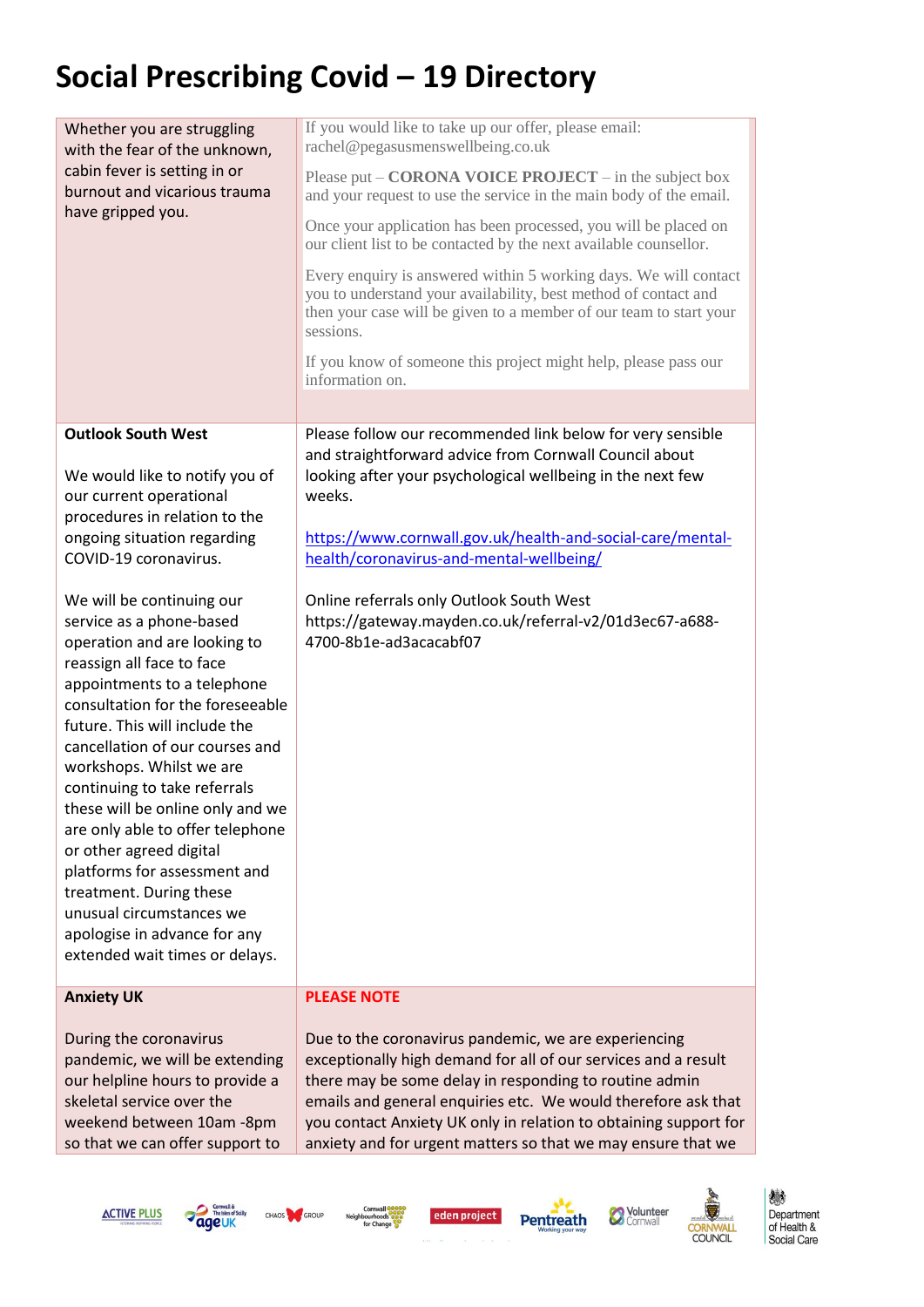# Social Prescribing Covid – 19 Directory

| | |
|---|---|
| Whether you are struggling with the fear of the unknown, cabin fever is setting in or burnout and vicarious trauma have gripped you. | If you would like to take up our offer, please email: rachel@pegasusmenswellbeing.co.uk<br><br>Please put – **CORONA VOICE PROJECT** – in the subject box and your request to use the service in the main body of the email.<br><br>Once your application has been processed, you will be placed on our client list to be contacted by the next available counsellor.<br><br>Every enquiry is answered within 5 working days. We will contact you to understand your availability, best method of contact and then your case will be given to a member of our team to start your sessions.<br><br>If you know of someone this project might help, please pass our information on. |
| **Outlook South West**<br><br>We would like to notify you of our current operational procedures in relation to the ongoing situation regarding COVID-19 coronavirus.<br><br>We will be continuing our service as a phone-based operation and are looking to reassign all face to face appointments to a telephone consultation for the foreseeable future. This will include the cancellation of our courses and workshops. Whilst we are continuing to take referrals these will be online only and we are only able to offer telephone or other agreed digital platforms for assessment and treatment. During these unusual circumstances we apologise in advance for any extended wait times or delays. | Please follow our recommended link below for very sensible and straightforward advice from Cornwall Council about looking after your psychological wellbeing in the next few weeks.<br><br>https://www.cornwall.gov.uk/health-and-social-care/mental-health/coronavirus-and-mental-wellbeing/<br><br>Online referrals only Outlook South West https://gateway.mayden.co.uk/referral-v2/01d3ec67-a688-4700-8b1e-ad3acacabf07 |
| **Anxiety UK**<br><br>During the coronavirus pandemic, we will be extending our helpline hours to provide a skeletal service over the weekend between 10am -8pm so that we can offer support to | **PLEASE NOTE**<br><br>Due to the coronavirus pandemic, we are experiencing exceptionally high demand for all of our services and a result there may be some delay in responding to routine admin emails and general enquiries etc. We would therefore ask that you contact Anxiety UK only in relation to obtaining support for anxiety and for urgent matters so that we may ensure that we |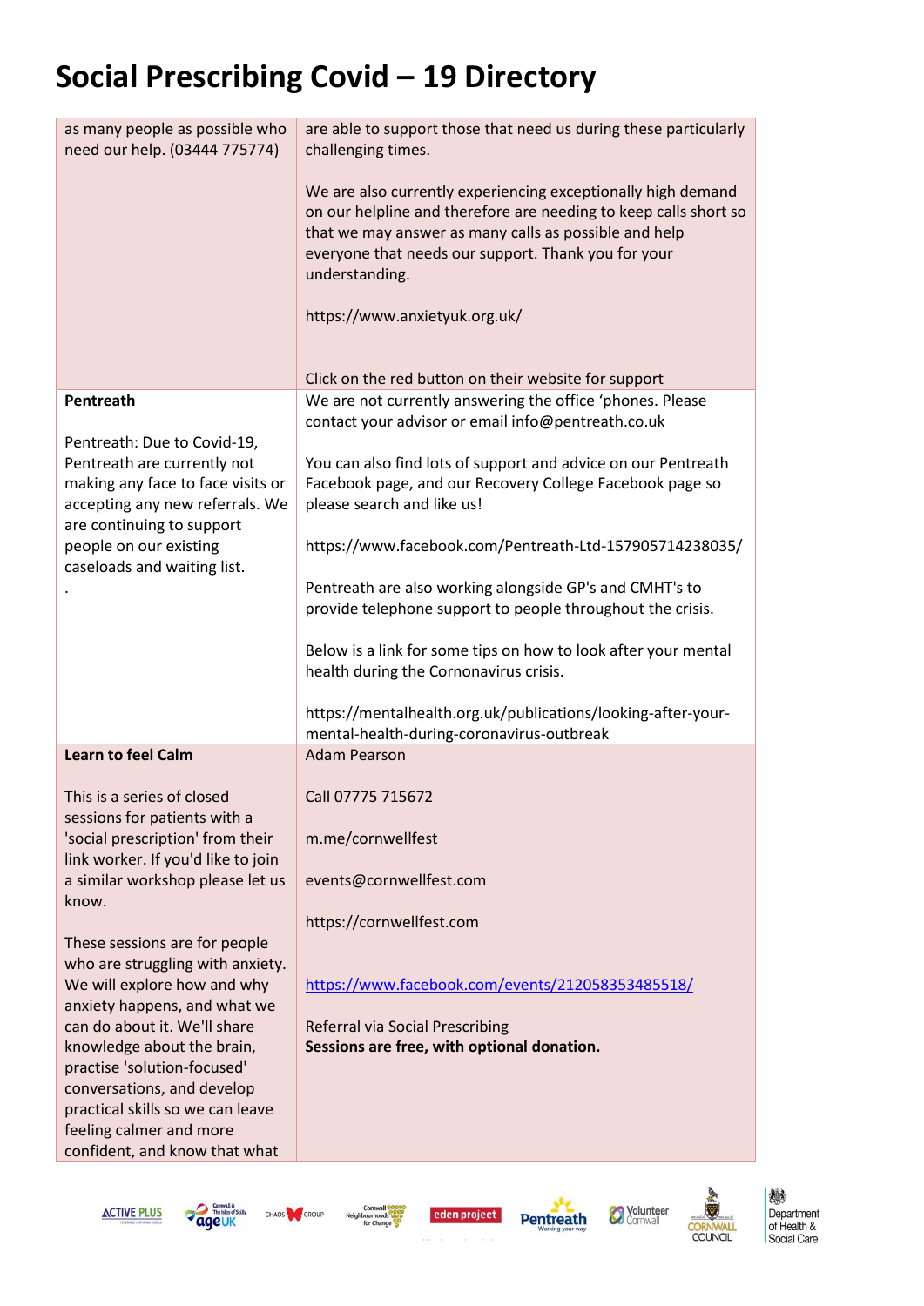# Social Prescribing Covid – 19 Directory

| | |
|---|---|
| as many people as possible who need our help. (03444 775774) | are able to support those that need us during these particularly challenging times.<br><br>We are also currently experiencing exceptionally high demand on our helpline and therefore are needing to keep calls short so that we may answer as many calls as possible and help everyone that needs our support. Thank you for your understanding.<br><br>https://www.anxietyuk.org.uk/<br><br>Click on the red button on their website for support |
| **Pentreath**<br><br>Pentreath: Due to Covid-19, Pentreath are currently not making any face to face visits or accepting any new referrals. We are continuing to support people on our existing caseloads and waiting list.<br>. | We are not currently answering the office 'phones. Please contact your advisor or email info@pentreath.co.uk<br><br>You can also find lots of support and advice on our Pentreath Facebook page, and our Recovery College Facebook page so please search and like us!<br><br>https://www.facebook.com/Pentreath-Ltd-157905714238035/<br><br>Pentreath are also working alongside GP's and CMHT's to provide telephone support to people throughout the crisis.<br><br>Below is a link for some tips on how to look after your mental health during the Cornonavirus crisis.<br><br>https://mentalhealth.org.uk/publications/looking-after-your-mental-health-during-coronavirus-outbreak |
| **Learn to feel Calm**<br><br>This is a series of closed sessions for patients with a 'social prescription' from their link worker. If you'd like to join a similar workshop please let us know.<br><br>These sessions are for people who are struggling with anxiety. We will explore how and why anxiety happens, and what we can do about it. We'll share knowledge about the brain, practise 'solution-focused' conversations, and develop practical skills so we can leave feeling calmer and more confident, and know that what | Adam Pearson<br><br>Call 07775 715672<br><br>m.me/cornwellfest<br><br>events@cornwellfest.com<br><br>https://cornwellfest.com<br><br>https://www.facebook.com/events/212058353485518/<br><br>Referral via Social Prescribing<br>**Sessions are free, with optional donation.** |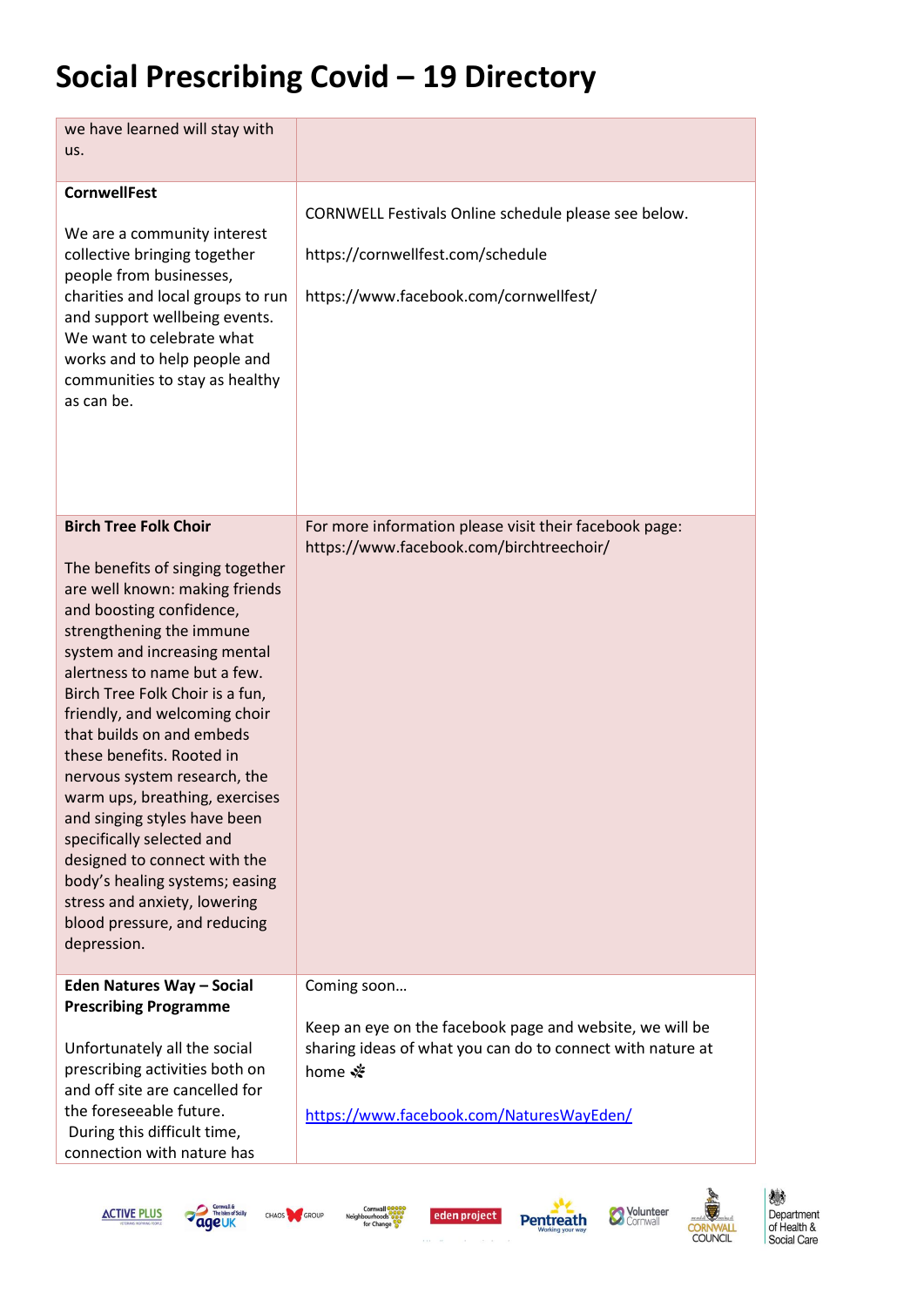# Social Prescribing Covid – 19 Directory

| | |
|---|---|
| we have learned will stay with us. | |
| **CornwellFest**<br><br>We are a community interest collective bringing together people from businesses, charities and local groups to run and support wellbeing events. We want to celebrate what works and to help people and communities to stay as healthy as can be. | CORNWELL Festivals Online schedule please see below.<br><br>https://cornwellfest.com/schedule<br><br>https://www.facebook.com/cornwellfest/ |
| **Birch Tree Folk Choir**<br><br>The benefits of singing together are well known: making friends and boosting confidence, strengthening the immune system and increasing mental alertness to name but a few. Birch Tree Folk Choir is a fun, friendly, and welcoming choir that builds on and embeds these benefits. Rooted in nervous system research, the warm ups, breathing, exercises and singing styles have been specifically selected and designed to connect with the body's healing systems; easing stress and anxiety, lowering blood pressure, and reducing depression. | For more information please visit their facebook page: https://www.facebook.com/birchtreechoir/ |
| **Eden Natures Way – Social Prescribing Programme**<br><br>Unfortunately all the social prescribing activities both on and off site are cancelled for the foreseeable future. During this difficult time, connection with nature has | Coming soon…<br><br>Keep an eye on the facebook page and website, we will be sharing ideas of what you can do to connect with nature at home ❀<br><br>https://www.facebook.com/NaturesWayEden/ |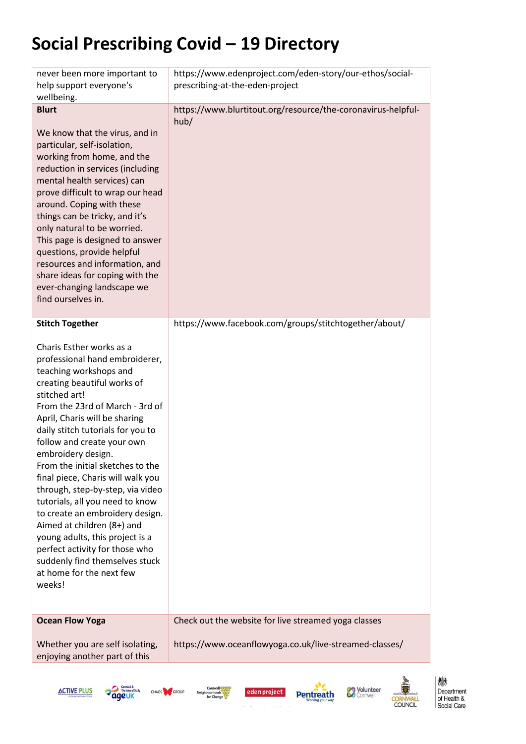# Social Prescribing Covid – 19 Directory

| | |
|---|---|
| never been more important to help support everyone's wellbeing. | https://www.edenproject.com/eden-story/our-ethos/social-prescribing-at-the-eden-project |
| **Blurt**<br><br>We know that the virus, and in particular, self-isolation, working from home, and the reduction in services (including mental health services) can prove difficult to wrap our head around. Coping with these things can be tricky, and it's only natural to be worried. This page is designed to answer questions, provide helpful resources and information, and share ideas for coping with the ever-changing landscape we find ourselves in. | https://www.blurtitout.org/resource/the-coronavirus-helpful-hub/ |
| **Stitch Together**<br><br>Charis Esther works as a professional hand embroiderer, teaching workshops and creating beautiful works of stitched art!<br>From the 23rd of March - 3rd of April, Charis will be sharing daily stitch tutorials for you to follow and create your own embroidery design.<br>From the initial sketches to the final piece, Charis will walk you through, step-by-step, via video tutorials, all you need to know to create an embroidery design.<br>Aimed at children (8+) and young adults, this project is a perfect activity for those who suddenly find themselves stuck at home for the next few weeks! | https://www.facebook.com/groups/stitchtogether/about/ |
| **Ocean Flow Yoga**<br><br>Whether you are self isolating, enjoying another part of this | Check out the website for live streamed yoga classes<br><br>https://www.oceanflowyoga.co.uk/live-streamed-classes/ |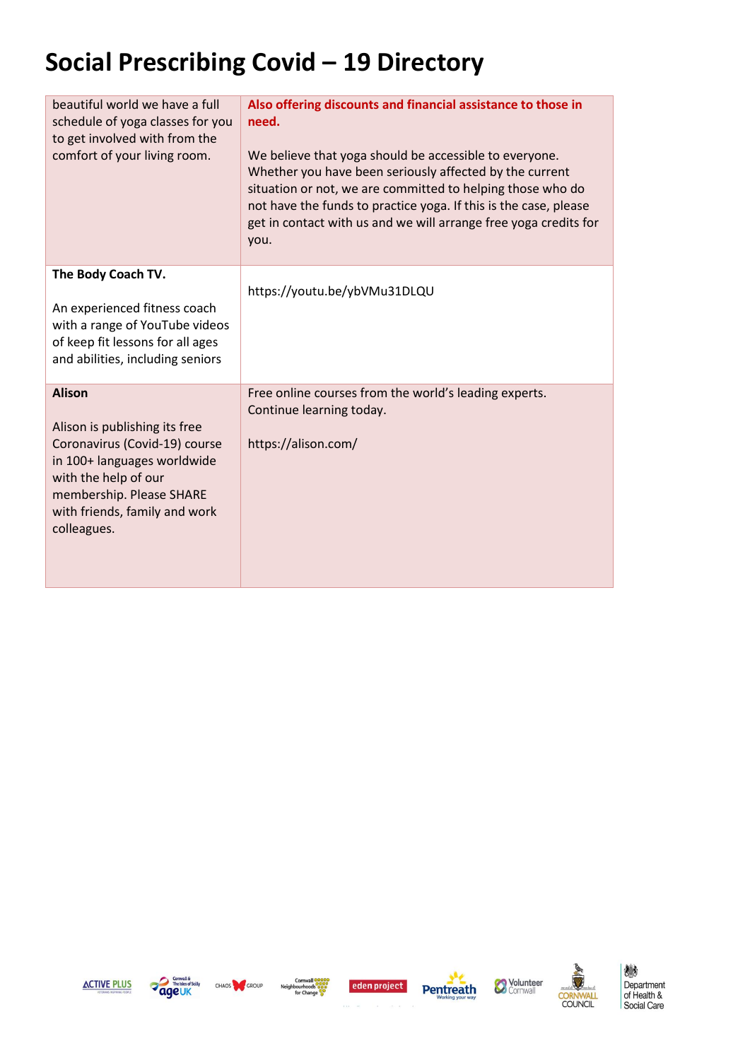# Social Prescribing Covid – 19 Directory

| | |
|---|---|
| beautiful world we have a full schedule of yoga classes for you to get involved with from the comfort of your living room. | **Also offering discounts and financial assistance to those in need.**<br><br>We believe that yoga should be accessible to everyone. Whether you have been seriously affected by the current situation or not, we are committed to helping those who do not have the funds to practice yoga. If this is the case, please get in contact with us and we will arrange free yoga credits for you. |
| **The Body Coach TV.**<br><br>An experienced fitness coach with a range of YouTube videos of keep fit lessons for all ages and abilities, including seniors | https://youtu.be/ybVMu31DLQU |
| **Alison**<br><br>Alison is publishing its free Coronavirus (Covid-19) course in 100+ languages worldwide with the help of our membership. Please SHARE with friends, family and work colleagues. | Free online courses from the world's leading experts. Continue learning today.<br><br>https://alison.com/ |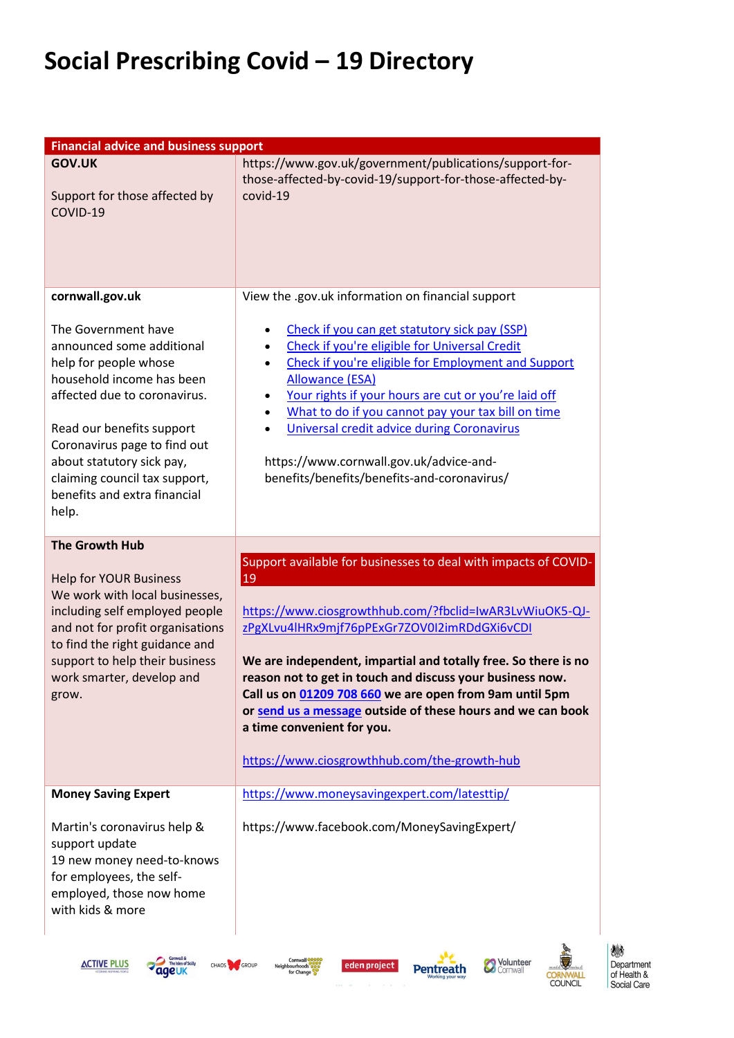# Social Prescribing Covid – 19 Directory

| Financial advice and business support | |
|---|---|
| **GOV.UK**<br><br>Support for those affected by COVID-19 | https://www.gov.uk/government/publications/support-for-those-affected-by-covid-19/support-for-those-affected-by-covid-19 |
| **cornwall.gov.uk**<br><br>The Government have announced some additional help for people whose household income has been affected due to coronavirus.<br><br>Read our benefits support Coronavirus page to find out about statutory sick pay, claiming council tax support, benefits and extra financial help. | View the .gov.uk information on financial support<br><br>• Check if you can get statutory sick pay (SSP)<br>• Check if you're eligible for Universal Credit<br>• Check if you're eligible for Employment and Support Allowance (ESA)<br>• Your rights if your hours are cut or you're laid off<br>• What to do if you cannot pay your tax bill on time<br>• Universal credit advice during Coronavirus<br><br>https://www.cornwall.gov.uk/advice-and-benefits/benefits/benefits-and-coronavirus/ |
| **The Growth Hub**<br><br>Help for YOUR Business<br>We work with local businesses, including self employed people and not for profit organisations to find the right guidance and support to help their business work smarter, develop and grow. | Support available for businesses to deal with impacts of COVID-19<br><br>https://www.ciosgrowthhub.com/?fbclid=IwAR3LvWiuOK5-QJ-zPgXLvu4lHRx9mjf76pPExGr7ZOV0I2imRDdGXi6vCDI<br><br>**We are independent, impartial and totally free. So there is no reason not to get in touch and discuss your business now. Call us on 01209 708 660 we are open from 9am until 5pm or send us a message outside of these hours and we can book a time convenient for you.**<br><br>https://www.ciosgrowthhub.com/the-growth-hub |
| **Money Saving Expert**<br><br>Martin's coronavirus help & support update<br>19 new money need-to-knows for employees, the self-employed, those now home with kids & more | https://www.moneysavingexpert.com/latesttip/<br><br>https://www.facebook.com/MoneySavingExpert/ |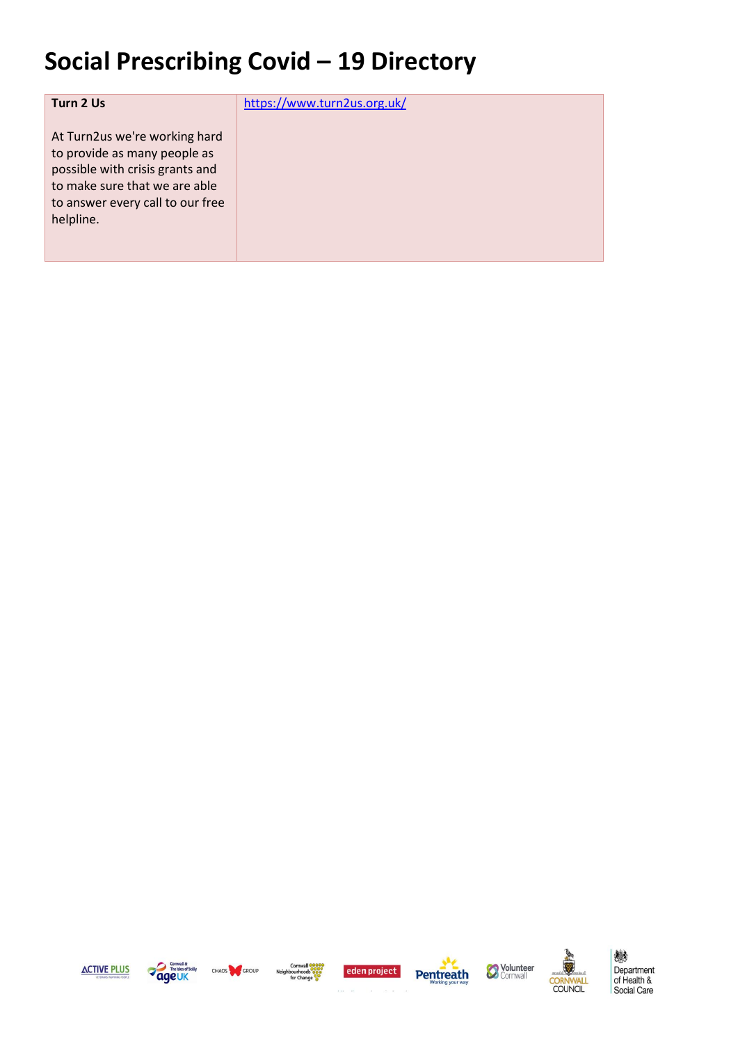# Social Prescribing Covid – 19 Directory

| **Turn 2 Us**<br><br>At Turn2us we're working hard to provide as many people as possible with crisis grants and to make sure that we are able to answer every call to our free helpline. | https://www.turn2us.org.uk/ |
|---|---|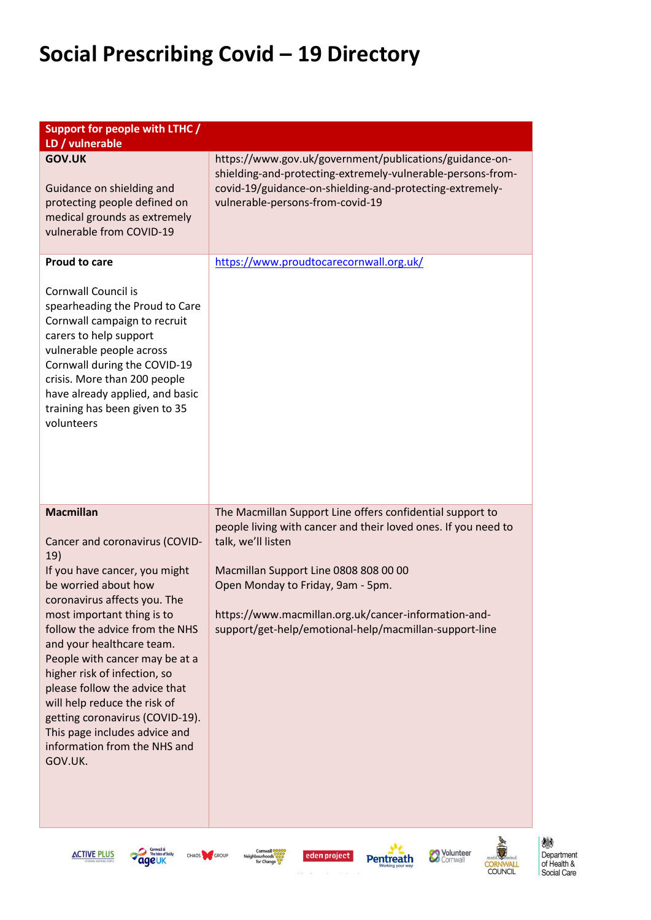# Social Prescribing Covid – 19 Directory

| Support for people with LTHC / LD / vulnerable | |
|---|---|
| **GOV.UK**<br><br>Guidance on shielding and protecting people defined on medical grounds as extremely vulnerable from COVID-19 | https://www.gov.uk/government/publications/guidance-on-shielding-and-protecting-extremely-vulnerable-persons-from-covid-19/guidance-on-shielding-and-protecting-extremely-vulnerable-persons-from-covid-19 |
| **Proud to care**<br><br>Cornwall Council is spearheading the Proud to Care Cornwall campaign to recruit carers to help support vulnerable people across Cornwall during the COVID-19 crisis. More than 200 people have already applied, and basic training has been given to 35 volunteers | https://www.proudtocarecornwall.org.uk/ |
| **Macmillan**<br><br>Cancer and coronavirus (COVID-19)<br>If you have cancer, you might be worried about how coronavirus affects you. The most important thing is to follow the advice from the NHS and your healthcare team. People with cancer may be at a higher risk of infection, so please follow the advice that will help reduce the risk of getting coronavirus (COVID-19). This page includes advice and information from the NHS and GOV.UK. | The Macmillan Support Line offers confidential support to people living with cancer and their loved ones. If you need to talk, we'll listen<br><br>Macmillan Support Line 0808 808 00 00<br>Open Monday to Friday, 9am - 5pm.<br><br>https://www.macmillan.org.uk/cancer-information-and-support/get-help/emotional-help/macmillan-support-line |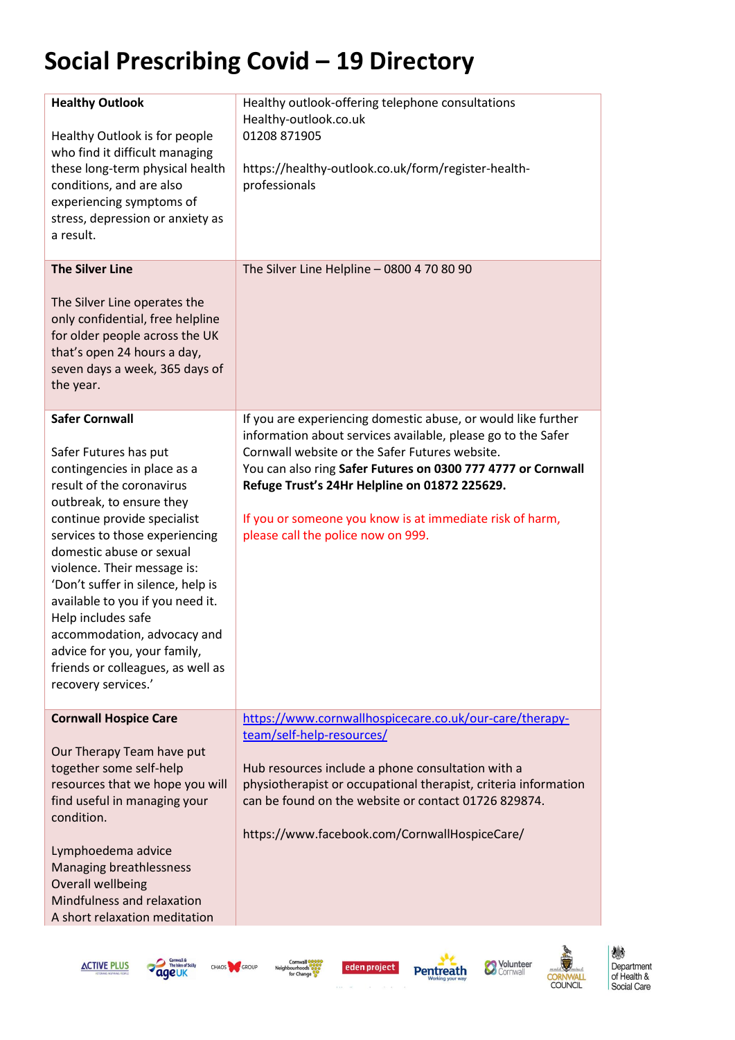# Social Prescribing Covid – 19 Directory

| | |
|---|---|
| **Healthy Outlook**<br><br>Healthy Outlook is for people who find it difficult managing these long-term physical health conditions, and are also experiencing symptoms of stress, depression or anxiety as a result. | Healthy outlook-offering telephone consultations<br>Healthy-outlook.co.uk<br>01208 871905<br><br>https://healthy-outlook.co.uk/form/register-health-professionals |
| **The Silver Line**<br><br>The Silver Line operates the only confidential, free helpline for older people across the UK that's open 24 hours a day, seven days a week, 365 days of the year. | The Silver Line Helpline – 0800 4 70 80 90 |
| **Safer Cornwall**<br><br>Safer Futures has put contingencies in place as a result of the coronavirus outbreak, to ensure they continue provide specialist services to those experiencing domestic abuse or sexual violence. Their message is: 'Don't suffer in silence, help is available to you if you need it. Help includes safe accommodation, advocacy and advice for you, your family, friends or colleagues, as well as recovery services.' | If you are experiencing domestic abuse, or would like further information about services available, please go to the Safer Cornwall website or the Safer Futures website.<br>You can also ring **Safer Futures on 0300 777 4777 or Cornwall Refuge Trust's 24Hr Helpline on 01872 225629.**<br><br>If you or someone you know is at immediate risk of harm, please call the police now on 999. |
| **Cornwall Hospice Care**<br><br>Our Therapy Team have put together some self-help resources that we hope you will find useful in managing your condition.<br><br>Lymphoedema advice<br>Managing breathlessness<br>Overall wellbeing<br>Mindfulness and relaxation<br>A short relaxation meditation | https://www.cornwallhospicecare.co.uk/our-care/therapy-team/self-help-resources/<br><br>Hub resources include a phone consultation with a physiotherapist or occupational therapist, criteria information can be found on the website or contact 01726 829874.<br><br>https://www.facebook.com/CornwallHospiceCare/ |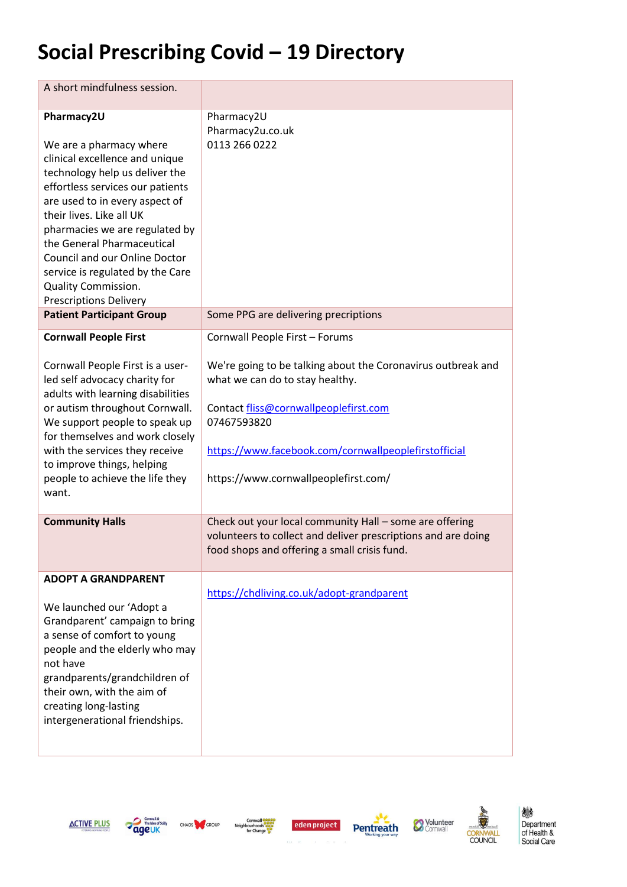# Social Prescribing Covid – 19 Directory

| | |
|---|---|
| A short mindfulness session. | |
| **Pharmacy2U**<br><br>We are a pharmacy where clinical excellence and unique technology help us deliver the effortless services our patients are used to in every aspect of their lives. Like all UK pharmacies we are regulated by the General Pharmaceutical Council and our Online Doctor service is regulated by the Care Quality Commission.<br>Prescriptions Delivery | Pharmacy2U<br>Pharmacy2u.co.uk<br>0113 266 0222 |
| **Patient Participant Group** | Some PPG are delivering prescriptions |
| **Cornwall People First**<br><br>Cornwall People First is a user-led self advocacy charity for adults with learning disabilities or autism throughout Cornwall. We support people to speak up for themselves and work closely with the services they receive to improve things, helping people to achieve the life they want. | Cornwall People First – Forums<br><br>We're going to be talking about the Coronavirus outbreak and what we can do to stay healthy.<br><br>Contact fliss@cornwallpeoplefirst.com<br>07467593820<br><br>https://www.facebook.com/cornwallpeoplefirstofficial<br><br>https://www.cornwallpeoplefirst.com/ |
| **Community Halls** | Check out your local community Hall – some are offering volunteers to collect and deliver prescriptions and are doing food shops and offering a small crisis fund. |
| **ADOPT A GRANDPARENT**<br><br>We launched our 'Adopt a Grandparent' campaign to bring a sense of comfort to young people and the elderly who may not have grandparents/grandchildren of their own, with the aim of creating long-lasting intergenerational friendships. | https://chdliving.co.uk/adopt-grandparent |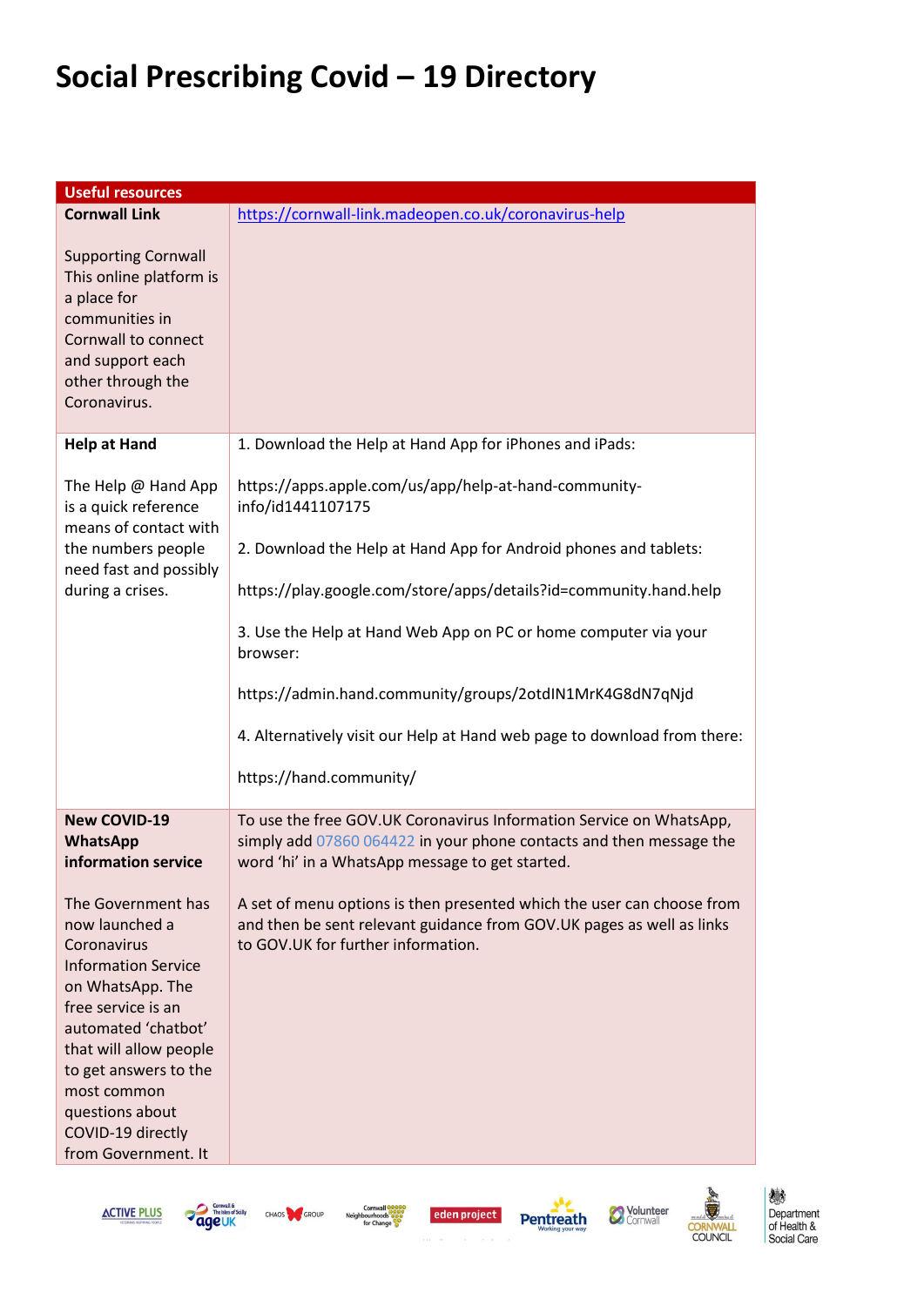# Social Prescribing Covid – 19 Directory

| Useful resources | |
|---|---|
| **Cornwall Link**<br><br>Supporting Cornwall This online platform is a place for communities in Cornwall to connect and support each other through the Coronavirus. | https://cornwall-link.madeopen.co.uk/coronavirus-help |
| **Help at Hand**<br><br>The Help @ Hand App is a quick reference means of contact with the numbers people need fast and possibly during a crises. | 1. Download the Help at Hand App for iPhones and iPads:<br><br>https://apps.apple.com/us/app/help-at-hand-community-info/id1441107175<br><br>2. Download the Help at Hand App for Android phones and tablets:<br><br>https://play.google.com/store/apps/details?id=community.hand.help<br><br>3. Use the Help at Hand Web App on PC or home computer via your browser:<br><br>https://admin.hand.community/groups/2otdIN1MrK4G8dN7qNjd<br><br>4. Alternatively visit our Help at Hand web page to download from there:<br><br>https://hand.community/ |
| **New COVID-19 WhatsApp information service**<br><br>The Government has now launched a Coronavirus Information Service on WhatsApp. The free service is an automated 'chatbot' that will allow people to get answers to the most common questions about COVID-19 directly from Government. It | To use the free GOV.UK Coronavirus Information Service on WhatsApp, simply add 07860 064422 in your phone contacts and then message the word 'hi' in a WhatsApp message to get started.<br><br>A set of menu options is then presented which the user can choose from and then be sent relevant guidance from GOV.UK pages as well as links to GOV.UK for further information. |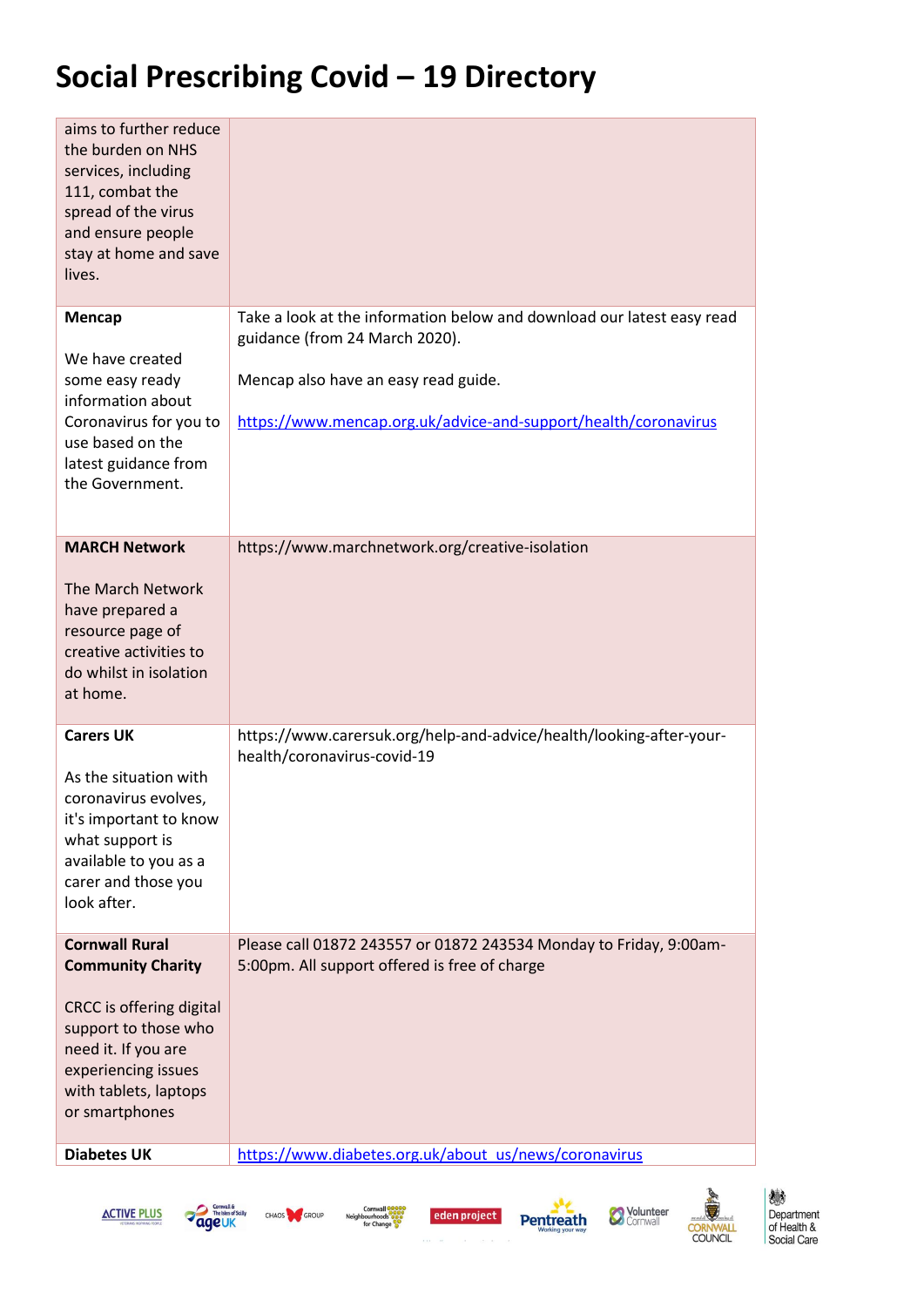# Social Prescribing Covid – 19 Directory

| | |
|---|---|
| aims to further reduce the burden on NHS services, including 111, combat the spread of the virus and ensure people stay at home and save lives. | |
| **Mencap**<br><br>We have created some easy ready information about Coronavirus for you to use based on the latest guidance from the Government. | Take a look at the information below and download our latest easy read guidance (from 24 March 2020).<br><br>Mencap also have an easy read guide.<br><br>https://www.mencap.org.uk/advice-and-support/health/coronavirus |
| **MARCH Network**<br><br>The March Network have prepared a resource page of creative activities to do whilst in isolation at home. | https://www.marchnetwork.org/creative-isolation |
| **Carers UK**<br><br>As the situation with coronavirus evolves, it's important to know what support is available to you as a carer and those you look after. | https://www.carersuk.org/help-and-advice/health/looking-after-your-health/coronavirus-covid-19 |
| **Cornwall Rural Community Charity**<br><br>CRCC is offering digital support to those who need it. If you are experiencing issues with tablets, laptops or smartphones | Please call 01872 243557 or 01872 243534 Monday to Friday, 9:00am-5:00pm. All support offered is free of charge |
| **Diabetes UK** | https://www.diabetes.org.uk/about_us/news/coronavirus |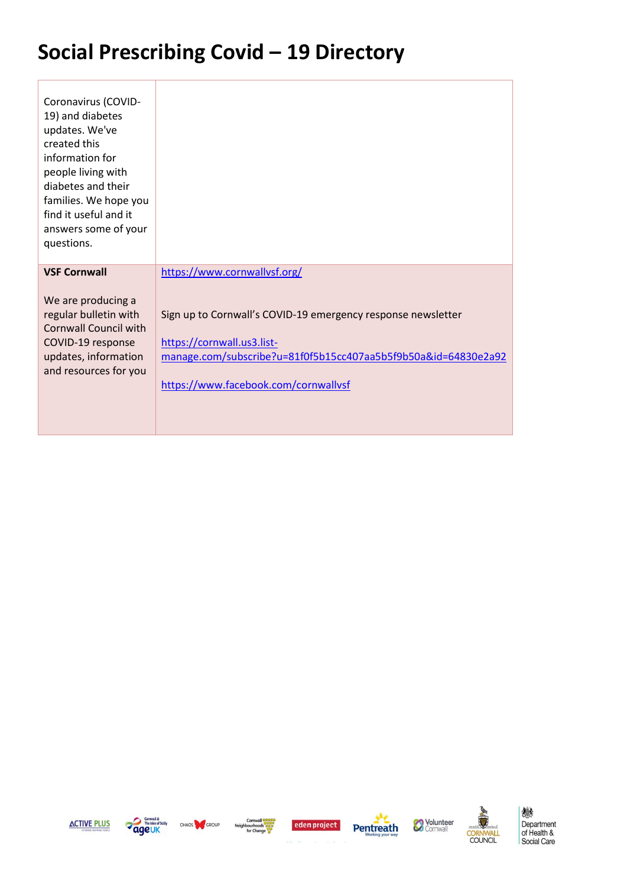# Social Prescribing Covid – 19 Directory

| | |
|---|---|
| Coronavirus (COVID-19) and diabetes updates. We've created this information for people living with diabetes and their families. We hope you find it useful and it answers some of your questions. | |
| **VSF Cornwall**<br><br>We are producing a regular bulletin with Cornwall Council with COVID-19 response updates, information and resources for you | https://www.cornwallvsf.org/<br><br>Sign up to Cornwall's COVID-19 emergency response newsletter<br><br>https://cornwall.us3.list-manage.com/subscribe?u=81f0f5b15cc407aa5b5f9b50a&id=64830e2a92<br><br>https://www.facebook.com/cornwallvsf |